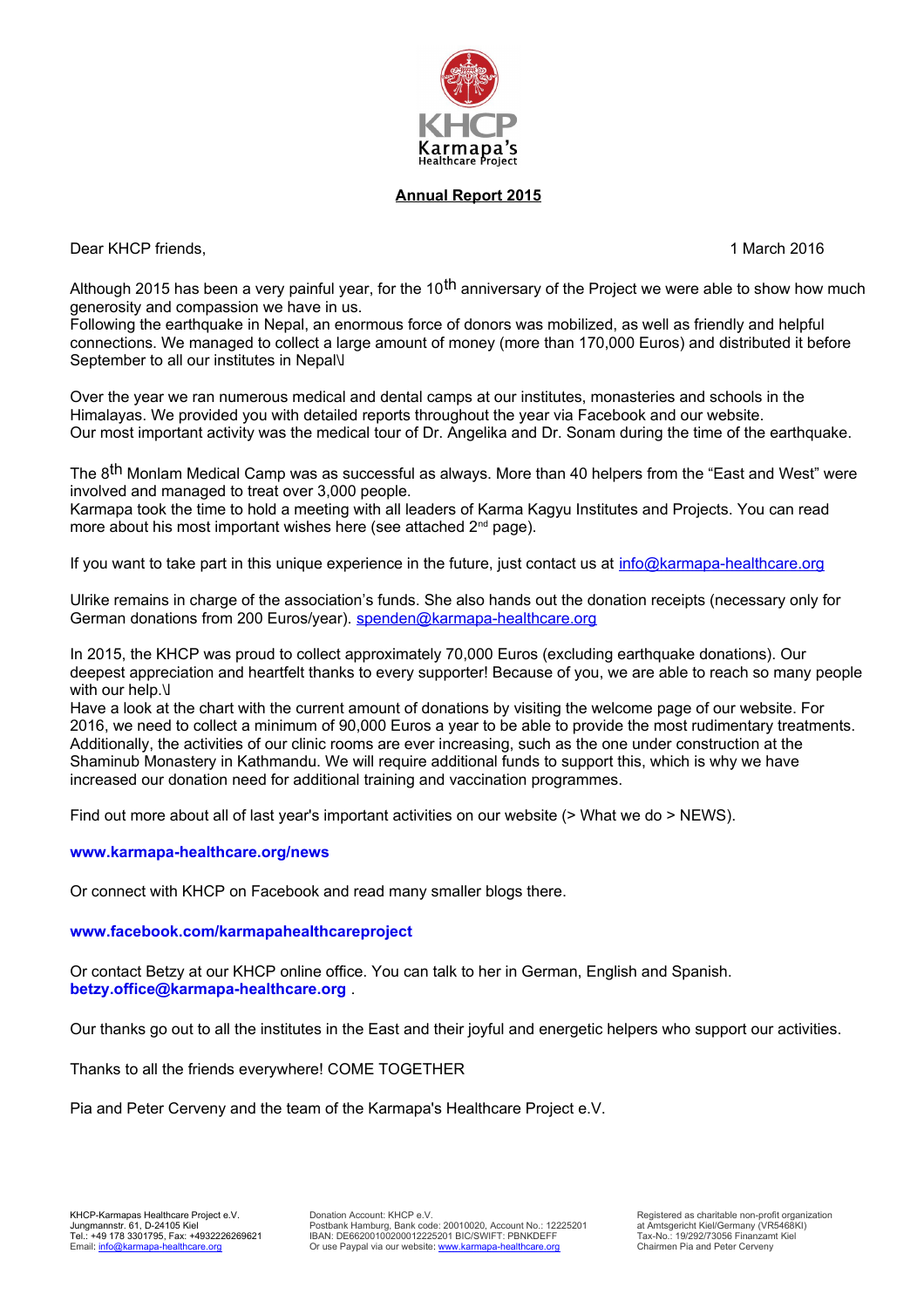KHCP
Karmapa's
Healthcare Project

**Annual Report 2015**

Dear KHCP friends, 1 March 2016

Although 2015 has been a very painful year, for the 10th anniversary of the Project we were able to show how much generosity and compassion we have in us.
Following the earthquake in Nepal, an enormous force of donors was mobilized, as well as friendly and helpful connections. We managed to collect a large amount of money (more than 170,000 Euros) and distributed it before September to all our institutes in Nepal\

Over the year we ran numerous medical and dental camps at our institutes, monasteries and schools in the Himalayas. We provided you with detailed reports throughout the year via Facebook and our website.
Our most important activity was the medical tour of Dr. Angelika and Dr. Sonam during the time of the earthquake.

The 8th Monlam Medical Camp was as successful as always. More than 40 helpers from the "East and West" were involved and managed to treat over 3,000 people.
Karmapa took the time to hold a meeting with all leaders of Karma Kagyu Institutes and Projects. You can read more about his most important wishes here (see attached 2nd page).

If you want to take part in this unique experience in the future, just contact us at info@karmapa-healthcare.org

Ulrike remains in charge of the association's funds. She also hands out the donation receipts (necessary only for German donations from 200 Euros/year). spenden@karmapa-healthcare.org

In 2015, the KHCP was proud to collect approximately 70,000 Euros (excluding earthquake donations). Our deepest appreciation and heartfelt thanks to every supporter! Because of you, we are able to reach so many people with our help.\
Have a look at the chart with the current amount of donations by visiting the welcome page of our website. For 2016, we need to collect a minimum of 90,000 Euros a year to be able to provide the most rudimentary treatments. Additionally, the activities of our clinic rooms are ever increasing, such as the one under construction at the Shaminub Monastery in Kathmandu. We will require additional funds to support this, which is why we have increased our donation need for additional training and vaccination programmes.

Find out more about all of last year's important activities on our website (> What we do > NEWS).

**www.karmapa-healthcare.org/news**

Or connect with KHCP on Facebook and read many smaller blogs there.

**www.facebook.com/karmapahealthcareproject**

Or contact Betzy at our KHCP online office. You can talk to her in German, English and Spanish.
**betzy.office@karmapa-healthcare.org** .

Our thanks go out to all the institutes in the East and their joyful and energetic helpers who support our activities.

Thanks to all the friends everywhere! COME TOGETHER

Pia and Peter Cerveny and the team of the Karmapa's Healthcare Project e.V.

KHCP-Karmapas Healthcare Project e.V.
Jungmannstr. 61, D-24105 Kiel
Tel.: +49 178 3301795, Fax: +4932226269621
Email: info@karmapa-healthcare.org

Donation Account: KHCP e.V.
Postbank Hamburg, Bank code: 20010020, Account No.: 12225201
IBAN: DE66200100200012225201 BIC/SWIFT: PBNKDEFF
Or use Paypal via our website: www.karmapa-healthcare.org

Registered as charitable non-profit organization
at Amtsgericht Kiel/Germany (VR5468KI)
Tax-No.: 19/292/73056 Finanzamt Kiel
Chairmen Pia and Peter Cerveny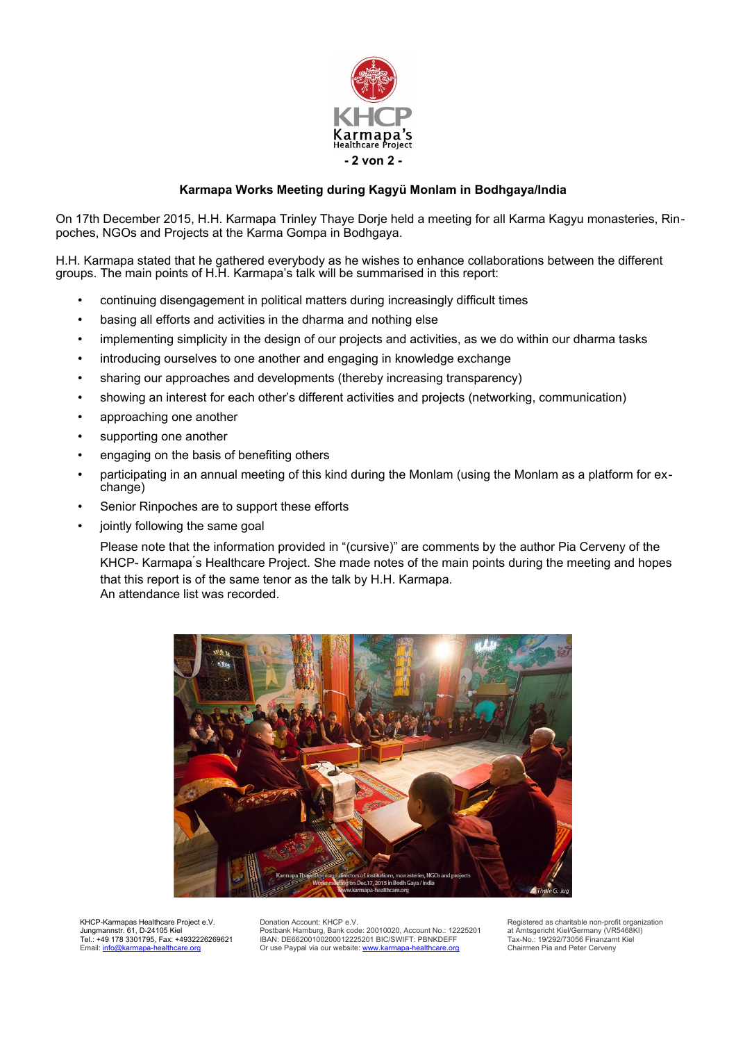## Karmapa Works Meeting during Kagyü Monlam in Bodhgaya/India

On 17th December 2015, H.H. Karmapa Trinley Thaye Dorje held a meeting for all Karma Kagyu monasteries, Rinpoches, NGOs and Projects at the Karma Gompa in Bodhgaya.

H.H. Karmapa stated that he gathered everybody as he wishes to enhance collaborations between the different groups. The main points of H.H. Karmapa's talk will be summarised in this report:

- continuing disengagement in political matters during increasingly difficult times
- basing all efforts and activities in the dharma and nothing else
- implementing simplicity in the design of our projects and activities, as we do within our dharma tasks
- introducing ourselves to one another and engaging in knowledge exchange
- sharing our approaches and developments (thereby increasing transparency)
- showing an interest for each other's different activities and projects (networking, communication)
- approaching one another
- supporting one another
- engaging on the basis of benefiting others
- participating in an annual meeting of this kind during the Monlam (using the Monlam as a platform for exchange)
- Senior Rinpoches are to support these efforts
- jointly following the same goal

Please note that the information provided in "(cursive)" are comments by the author Pia Cerveny of the KHCP- Karmapa´s Healthcare Project. She made notes of the main points during the meeting and hopes that this report is of the same tenor as the talk by H.H. Karmapa.
An attendance list was recorded.

Karmapa Thaye Dorje and directors of institutions, monasteries, NGOs and projects
Works meeting on Dec.17, 2015 in Bodh Gaya / India
www.karmapa-healthcare.org
Thule G. Jug

KHCP-Karmapas Healthcare Project e.V.
Jungmannstr. 61, D-24105 Kiel
Tel.: +49 178 3301795, Fax: +4932226269621
Email: info@karmapa-healthcare.org

Donation Account: KHCP e.V.
Postbank Hamburg, Bank code: 20010020, Account No.: 12225201
IBAN: DE66200100200012225201 BIC/SWIFT: PBNKDEFF
Or use Paypal via our website: www.karmapa-healthcare.org

Registered as charitable non-profit organization
at Amtsgericht Kiel/Germany (VR5468KI)
Tax-No.: 19/292/73056 Finanzamt Kiel
Chairmen Pia and Peter Cerveny